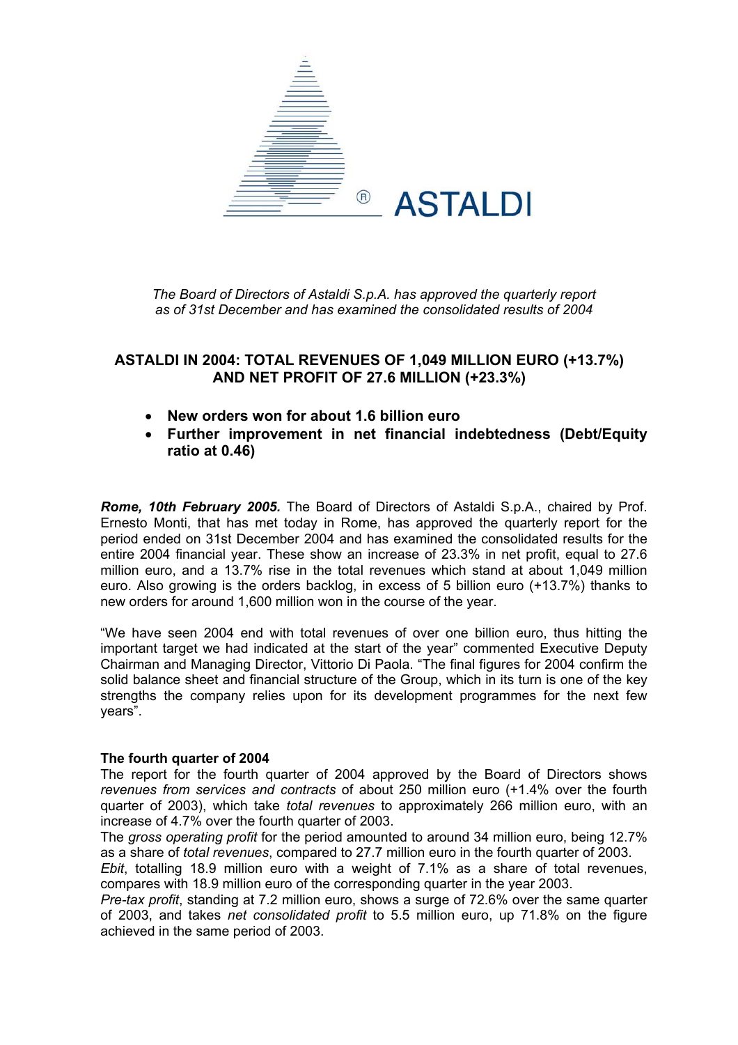ASTALDI

*The Board of Directors of Astaldi S.p.A. has approved the quarterly report as of 31st December and has examined the consolidated results of 2004*

## ASTALDI IN 2004: TOTAL REVENUES OF 1,049 MILLION EURO (+13.7%) AND NET PROFIT OF 27.6 MILLION (+23.3%)

- **New orders won for about 1.6 billion euro**
- **Further improvement in net financial indebtedness (Debt/Equity ratio at 0.46)**

***Rome, 10th February 2005.*** The Board of Directors of Astaldi S.p.A., chaired by Prof. Ernesto Monti, that has met today in Rome, has approved the quarterly report for the period ended on 31st December 2004 and has examined the consolidated results for the entire 2004 financial year. These show an increase of 23.3% in net profit, equal to 27.6 million euro, and a 13.7% rise in the total revenues which stand at about 1,049 million euro. Also growing is the orders backlog, in excess of 5 billion euro (+13.7%) thanks to new orders for around 1,600 million won in the course of the year.

"We have seen 2004 end with total revenues of over one billion euro, thus hitting the important target we had indicated at the start of the year" commented Executive Deputy Chairman and Managing Director, Vittorio Di Paola. "The final figures for 2004 confirm the solid balance sheet and financial structure of the Group, which in its turn is one of the key strengths the company relies upon for its development programmes for the next few years".

**The fourth quarter of 2004**

The report for the fourth quarter of 2004 approved by the Board of Directors shows *revenues from services and contracts* of about 250 million euro (+1.4% over the fourth quarter of 2003), which take *total revenues* to approximately 266 million euro, with an increase of 4.7% over the fourth quarter of 2003.

The *gross operating profit* for the period amounted to around 34 million euro, being 12.7% as a share of *total revenues*, compared to 27.7 million euro in the fourth quarter of 2003.

*Ebit*, totalling 18.9 million euro with a weight of 7.1% as a share of total revenues, compares with 18.9 million euro of the corresponding quarter in the year 2003.

*Pre-tax profit*, standing at 7.2 million euro, shows a surge of 72.6% over the same quarter of 2003, and takes *net consolidated profit* to 5.5 million euro, up 71.8% on the figure achieved in the same period of 2003.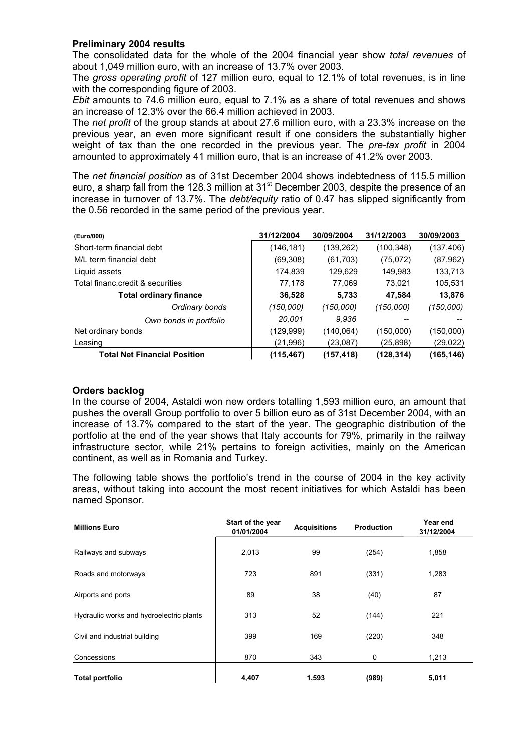## Preliminary 2004 results

The consolidated data for the whole of the 2004 financial year show *total revenues* of about 1,049 million euro, with an increase of 13.7% over 2003.

The *gross operating profit* of 127 million euro, equal to 12.1% of total revenues, is in line with the corresponding figure of 2003.

*Ebit* amounts to 74.6 million euro, equal to 7.1% as a share of total revenues and shows an increase of 12.3% over the 66.4 million achieved in 2003.

The *net profit* of the group stands at about 27.6 million euro, with a 23.3% increase on the previous year, an even more significant result if one considers the substantially higher weight of tax than the one recorded in the previous year. The *pre-tax profit* in 2004 amounted to approximately 41 million euro, that is an increase of 41.2% over 2003.

The *net financial position* as of 31st December 2004 shows indebtedness of 115.5 million euro, a sharp fall from the 128.3 million at 31st December 2003, despite the presence of an increase in turnover of 13.7%. The *debt/equity* ratio of 0.47 has slipped significantly from the 0.56 recorded in the same period of the previous year.

| (Euro/000) | 31/12/2004 | 30/09/2004 | 31/12/2003 | 30/09/2003 |
|---|---|---|---|---|
| Short-term financial debt | (146,181) | (139,262) | (100,348) | (137,406) |
| M/L term financial debt | (69,308) | (61,703) | (75,072) | (87,962) |
| Liquid assets | 174,839 | 129,629 | 149,983 | 133,713 |
| Total financ.credit & securities | 77,178 | 77,069 | 73,021 | 105,531 |
| **Total ordinary finance** | **36,528** | **5,733** | **47,584** | **13,876** |
| *Ordinary bonds* | *(150,000)* | *(150,000)* | *(150,000)* | *(150,000)* |
| *Own bonds in portfolio* | *20,001* | *9,936* | -- | -- |
| Net ordinary bonds | (129,999) | (140,064) | (150,000) | (150,000) |
| Leasing | (21,996) | (23,087) | (25,898) | (29,022) |
| **Total Net Financial Position** | **(115,467)** | **(157,418)** | **(128,314)** | **(165,146)** |

## Orders backlog

In the course of 2004, Astaldi won new orders totalling 1,593 million euro, an amount that pushes the overall Group portfolio to over 5 billion euro as of 31st December 2004, with an increase of 13.7% compared to the start of the year. The geographic distribution of the portfolio at the end of the year shows that Italy accounts for 79%, primarily in the railway infrastructure sector, while 21% pertains to foreign activities, mainly on the American continent, as well as in Romania and Turkey.

The following table shows the portfolio's trend in the course of 2004 in the key activity areas, without taking into account the most recent initiatives for which Astaldi has been named Sponsor.

| Millions Euro | Start of the year 01/01/2004 | Acquisitions | Production | Year end 31/12/2004 |
|---|---|---|---|---|
| Railways and subways | 2,013 | 99 | (254) | 1,858 |
| Roads and motorways | 723 | 891 | (331) | 1,283 |
| Airports and ports | 89 | 38 | (40) | 87 |
| Hydraulic works and hydroelectric plants | 313 | 52 | (144) | 221 |
| Civil and industrial building | 399 | 169 | (220) | 348 |
| Concessions | 870 | 343 | 0 | 1,213 |
| **Total portfolio** | **4,407** | **1,593** | **(989)** | **5,011** |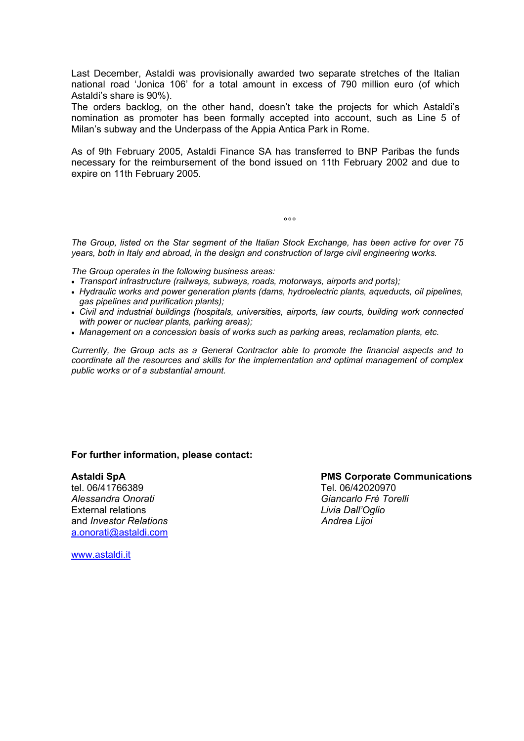Last December, Astaldi was provisionally awarded two separate stretches of the Italian national road 'Jonica 106' for a total amount in excess of 790 million euro (of which Astaldi's share is 90%).
The orders backlog, on the other hand, doesn't take the projects for which Astaldi's nomination as promoter has been formally accepted into account, such as Line 5 of Milan's subway and the Underpass of the Appia Antica Park in Rome.

As of 9th February 2005, Astaldi Finance SA has transferred to BNP Paribas the funds necessary for the reimbursement of the bond issued on 11th February 2002 and due to expire on 11th February 2005.

°°°

*The Group, listed on the Star segment of the Italian Stock Exchange, has been active for over 75 years, both in Italy and abroad, in the design and construction of large civil engineering works.*

*The Group operates in the following business areas:*

- *Transport infrastructure (railways, subways, roads, motorways, airports and ports);*
- *Hydraulic works and power generation plants (dams, hydroelectric plants, aqueducts, oil pipelines, gas pipelines and purification plants);*
- *Civil and industrial buildings (hospitals, universities, airports, law courts, building work connected with power or nuclear plants, parking areas);*
- *Management on a concession basis of works such as parking areas, reclamation plants, etc.*

*Currently, the Group acts as a General Contractor able to promote the financial aspects and to coordinate all the resources and skills for the implementation and optimal management of complex public works or of a substantial amount.*

**For further information, please contact:**

**Astaldi SpA**
tel. 06/41766389
*Alessandra Onorati*
External relations
and *Investor Relations*
a.onorati@astaldi.com

www.astaldi.it

**PMS Corporate Communications**
Tel. 06/42020970
*Giancarlo Frè Torelli*
*Livia Dall'Oglio*
*Andrea Lijoi*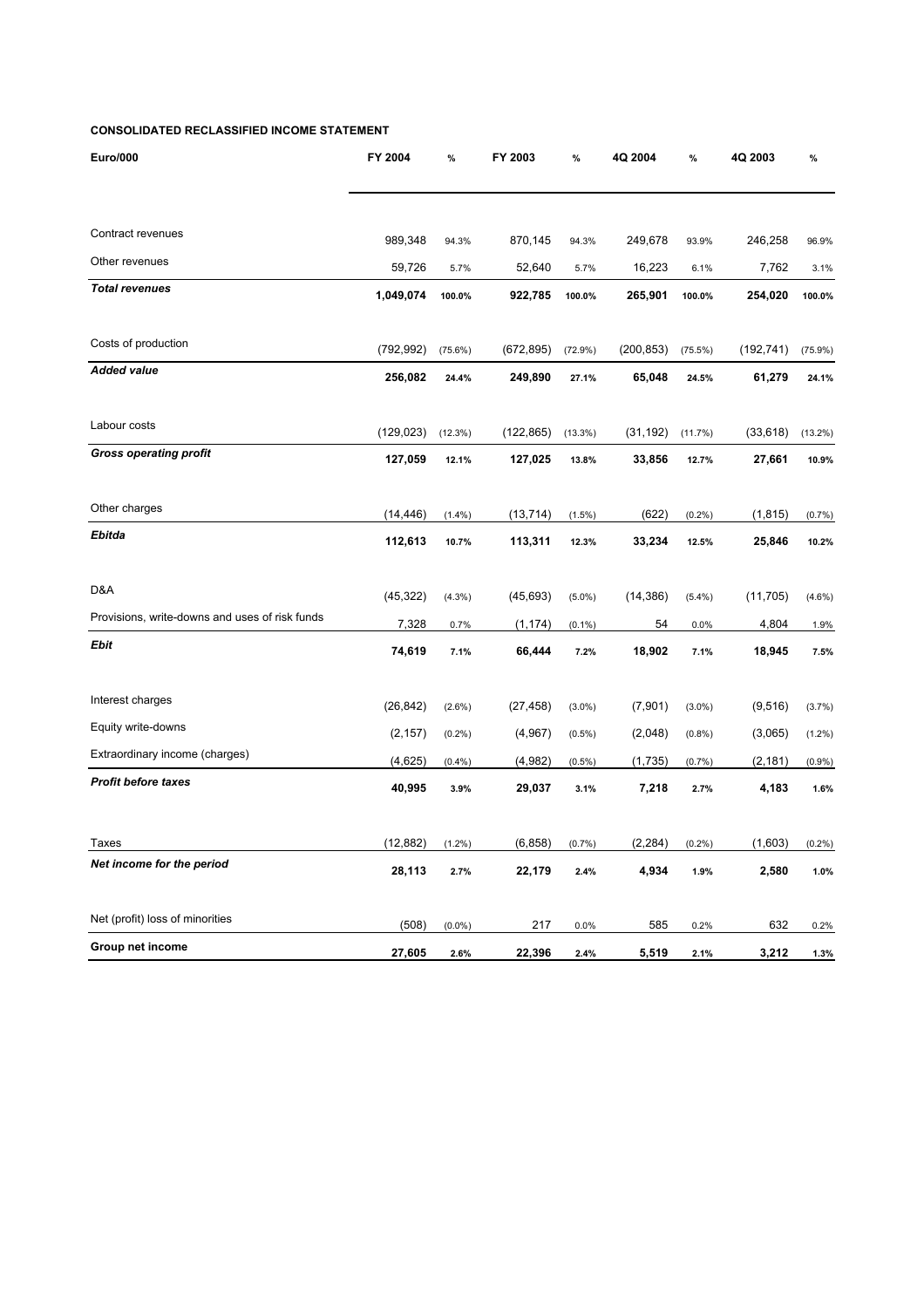**CONSOLIDATED RECLASSIFIED INCOME STATEMENT**

| Euro/000 | FY 2004 | % | FY 2003 | % | 4Q 2004 | % | 4Q 2003 | % |
|---|---|---|---|---|---|---|---|---|
| Contract revenues | 989,348 | 94.3% | 870,145 | 94.3% | 249,678 | 93.9% | 246,258 | 96.9% |
| Other revenues | 59,726 | 5.7% | 52,640 | 5.7% | 16,223 | 6.1% | 7,762 | 3.1% |
| ***Total revenues*** | **1,049,074** | **100.0%** | **922,785** | **100.0%** | **265,901** | **100.0%** | **254,020** | **100.0%** |
| Costs of production | (792,992) | (75.6%) | (672,895) | (72.9%) | (200,853) | (75.5%) | (192,741) | (75.9%) |
| ***Added value*** | **256,082** | **24.4%** | **249,890** | **27.1%** | **65,048** | **24.5%** | **61,279** | **24.1%** |
| Labour costs | (129,023) | (12.3%) | (122,865) | (13.3%) | (31,192) | (11.7%) | (33,618) | (13.2%) |
| ***Gross operating profit*** | **127,059** | **12.1%** | **127,025** | **13.8%** | **33,856** | **12.7%** | **27,661** | **10.9%** |
| Other charges | (14,446) | (1.4%) | (13,714) | (1.5%) | (622) | (0.2%) | (1,815) | (0.7%) |
| ***Ebitda*** | **112,613** | **10.7%** | **113,311** | **12.3%** | **33,234** | **12.5%** | **25,846** | **10.2%** |
| D&A | (45,322) | (4.3%) | (45,693) | (5.0%) | (14,386) | (5.4%) | (11,705) | (4.6%) |
| Provisions, write-downs and uses of risk funds | 7,328 | 0.7% | (1,174) | (0.1%) | 54 | 0.0% | 4,804 | 1.9% |
| ***Ebit*** | **74,619** | **7.1%** | **66,444** | **7.2%** | **18,902** | **7.1%** | **18,945** | **7.5%** |
| Interest charges | (26,842) | (2.6%) | (27,458) | (3.0%) | (7,901) | (3.0%) | (9,516) | (3.7%) |
| Equity write-downs | (2,157) | (0.2%) | (4,967) | (0.5%) | (2,048) | (0.8%) | (3,065) | (1.2%) |
| Extraordinary income (charges) | (4,625) | (0.4%) | (4,982) | (0.5%) | (1,735) | (0.7%) | (2,181) | (0.9%) |
| ***Profit before taxes*** | **40,995** | **3.9%** | **29,037** | **3.1%** | **7,218** | **2.7%** | **4,183** | **1.6%** |
| Taxes | (12,882) | (1.2%) | (6,858) | (0.7%) | (2,284) | (0.2%) | (1,603) | (0.2%) |
| ***Net income for the period*** | **28,113** | **2.7%** | **22,179** | **2.4%** | **4,934** | **1.9%** | **2,580** | **1.0%** |
| Net (profit) loss of minorities | (508) | (0.0%) | 217 | 0.0% | 585 | 0.2% | 632 | 0.2% |
| **Group net income** | **27,605** | **2.6%** | **22,396** | **2.4%** | **5,519** | **2.1%** | **3,212** | **1.3%** |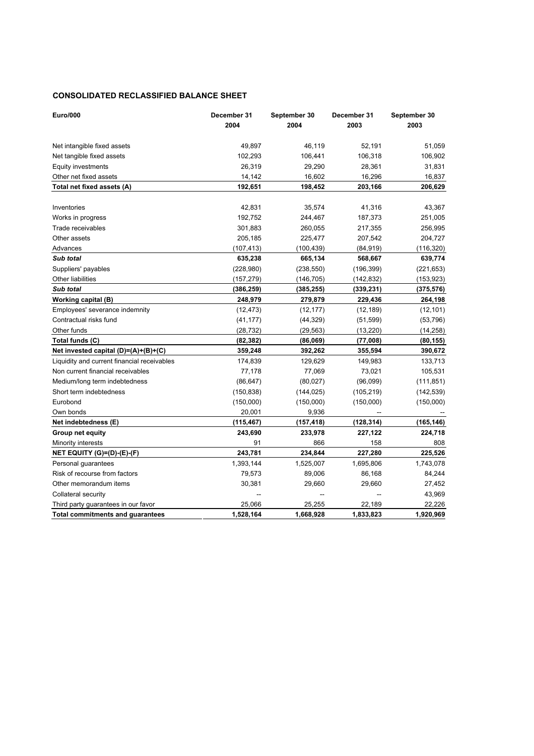### CONSOLIDATED RECLASSIFIED BALANCE SHEET

| Euro/000 | December 31 2004 | September 30 2004 | December 31 2003 | September 30 2003 |
|---|---|---|---|---|
| Net intangible fixed assets | 49,897 | 46,119 | 52,191 | 51,059 |
| Net tangible fixed assets | 102,293 | 106,441 | 106,318 | 106,902 |
| Equity investments | 26,319 | 29,290 | 28,361 | 31,831 |
| Other net fixed assets | 14,142 | 16,602 | 16,296 | 16,837 |
| **Total net fixed assets (A)** | **192,651** | **198,452** | **203,166** | **206,629** |
| Inventories | 42,831 | 35,574 | 41,316 | 43,367 |
| Works in progress | 192,752 | 244,467 | 187,373 | 251,005 |
| Trade receivables | 301,883 | 260,055 | 217,355 | 256,995 |
| Other assets | 205,185 | 225,477 | 207,542 | 204,727 |
| Advances | (107,413) | (100,439) | (84,919) | (116,320) |
| ***Sub total*** | **635,238** | **665,134** | **568,667** | **639,774** |
| Suppliers' payables | (228,980) | (238,550) | (196,399) | (221,653) |
| Other liabilities | (157,279) | (146,705) | (142,832) | (153,923) |
| ***Sub total*** | **(386,259)** | **(385,255)** | **(339,231)** | **(375,576)** |
| **Working capital (B)** | **248,979** | **279,879** | **229,436** | **264,198** |
| Employees' severance indemnity | (12,473) | (12,177) | (12,189) | (12,101) |
| Contractual risks fund | (41,177) | (44,329) | (51,599) | (53,796) |
| Other funds | (28,732) | (29,563) | (13,220) | (14,258) |
| **Total funds (C)** | **(82,382)** | **(86,069)** | **(77,008)** | **(80,155)** |
| **Net invested capital (D)=(A)+(B)+(C)** | **359,248** | **392,262** | **355,594** | **390,672** |
| Liquidity and current financial receivables | 174,839 | 129,629 | 149,983 | 133,713 |
| Non current financial receivables | 77,178 | 77,069 | 73,021 | 105,531 |
| Medium/long term indebtedness | (86,647) | (80,027) | (96,099) | (111,851) |
| Short term indebtedness | (150,838) | (144,025) | (105,219) | (142,539) |
| Eurobond | (150,000) | (150,000) | (150,000) | (150,000) |
| Own bonds | 20,001 | 9,936 | -- | -- |
| **Net indebtedness (E)** | **(115,467)** | **(157,418)** | **(128,314)** | **(165,146)** |
| **Group net equity** | **243,690** | **233,978** | **227,122** | **224,718** |
| Minority interests | 91 | 866 | 158 | 808 |
| **NET EQUITY (G)=(D)-(E)-(F)** | **243,781** | **234,844** | **227,280** | **225,526** |
| Personal guarantees | 1,393,144 | 1,525,007 | 1,695,806 | 1,743,078 |
| Risk of recourse from factors | 79,573 | 89,006 | 86,168 | 84,244 |
| Other memorandum items | 30,381 | 29,660 | 29,660 | 27,452 |
| Collateral security | -- | -- | -- | 43,969 |
| Third party guarantees in our favor | 25,066 | 25,255 | 22,189 | 22,226 |
| **Total commitments and guarantees** | **1,528,164** | **1,668,928** | **1,833,823** | **1,920,969** |